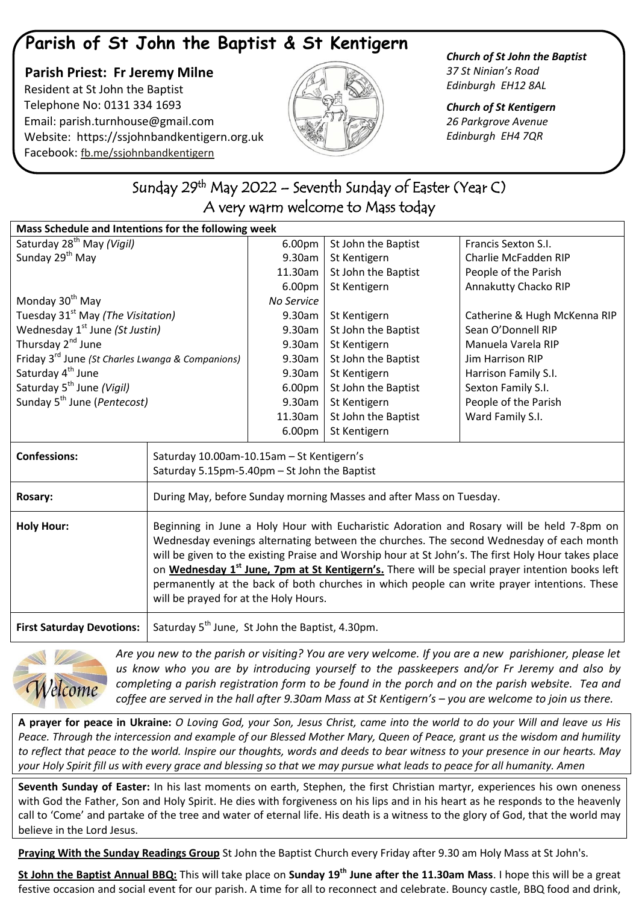# Parish of St John the Baptist & St Kentigern

**Parish Priest: Fr Jeremy Milne**
Resident at St John the Baptist
Telephone No: 0131 334 1693
Email: parish.turnhouse@gmail.com
Website: https://ssjohnbandkentigern.org.uk
Facebook: fb.me/ssjohnbandkentigern

***Church of St John the Baptist***
*37 St Ninian's Road*
*Edinburgh EH12 8AL*

***Church of St Kentigern***
*26 Parkgrove Avenue*
*Edinburgh EH4 7QR*

## Sunday 29th May 2022 – Seventh Sunday of Easter (Year C)
## A very warm welcome to Mass today

| **Mass Schedule and Intentions for the following week** | | | |
|---|---|---|---|
| Saturday 28th May *(Vigil)* | 6.00pm | St John the Baptist | Francis Sexton S.I. |
| Sunday 29th May | 9.30am | St Kentigern | Charlie McFadden RIP |
| | 11.30am | St John the Baptist | People of the Parish |
| | 6.00pm | St Kentigern | Annakutty Chacko RIP |
| Monday 30th May | *No Service* | | |
| Tuesday 31st May *(The Visitation)* | 9.30am | St Kentigern | Catherine & Hugh McKenna RIP |
| Wednesday 1st June *(St Justin)* | 9.30am | St John the Baptist | Sean O'Donnell RIP |
| Thursday 2nd June | 9.30am | St Kentigern | Manuela Varela RIP |
| Friday 3rd June *(St Charles Lwanga & Companions)* | 9.30am | St John the Baptist | Jim Harrison RIP |
| Saturday 4th June | 9.30am | St Kentigern | Harrison Family S.I. |
| Saturday 5th June *(Vigil)* | 6.00pm | St John the Baptist | Sexton Family S.I. |
| Sunday 5th June (*Pentecost*) | 9.30am | St Kentigern | People of the Parish |
| | 11.30am | St John the Baptist | Ward Family S.I. |
| | 6.00pm | St Kentigern | |

| | |
|---|---|
| **Confessions:** | Saturday 10.00am-10.15am – St Kentigern's<br>Saturday 5.15pm-5.40pm – St John the Baptist |
| **Rosary:** | During May, before Sunday morning Masses and after Mass on Tuesday. |
| **Holy Hour:** | Beginning in June a Holy Hour with Eucharistic Adoration and Rosary will be held 7-8pm on Wednesday evenings alternating between the churches. The second Wednesday of each month will be given to the existing Praise and Worship hour at St John's. The first Holy Hour takes place on **Wednesday 1st June, 7pm at St Kentigern's.** There will be special prayer intention books left permanently at the back of both churches in which people can write prayer intentions. These will be prayed for at the Holy Hours. |
| **First Saturday Devotions:** | Saturday 5th June, St John the Baptist, 4.30pm. |

*Are you new to the parish or visiting? You are very welcome. If you are a new parishioner, please let us know who you are by introducing yourself to the passkeepers and/or Fr Jeremy and also by completing a parish registration form to be found in the porch and on the parish website. Tea and coffee are served in the hall after 9.30am Mass at St Kentigern's – you are welcome to join us there.*

**A prayer for peace in Ukraine:** *O Loving God, your Son, Jesus Christ, came into the world to do your Will and leave us His Peace. Through the intercession and example of our Blessed Mother Mary, Queen of Peace, grant us the wisdom and humility to reflect that peace to the world. Inspire our thoughts, words and deeds to bear witness to your presence in our hearts. May your Holy Spirit fill us with every grace and blessing so that we may pursue what leads to peace for all humanity. Amen*

**Seventh Sunday of Easter:** In his last moments on earth, Stephen, the first Christian martyr, experiences his own oneness with God the Father, Son and Holy Spirit. He dies with forgiveness on his lips and in his heart as he responds to the heavenly call to 'Come' and partake of the tree and water of eternal life. His death is a witness to the glory of God, that the world may believe in the Lord Jesus.

**Praying With the Sunday Readings Group** St John the Baptist Church every Friday after 9.30 am Holy Mass at St John's.

**St John the Baptist Annual BBQ:** This will take place on **Sunday 19th June after the 11.30am Mass**. I hope this will be a great festive occasion and social event for our parish. A time for all to reconnect and celebrate. Bouncy castle, BBQ food and drink,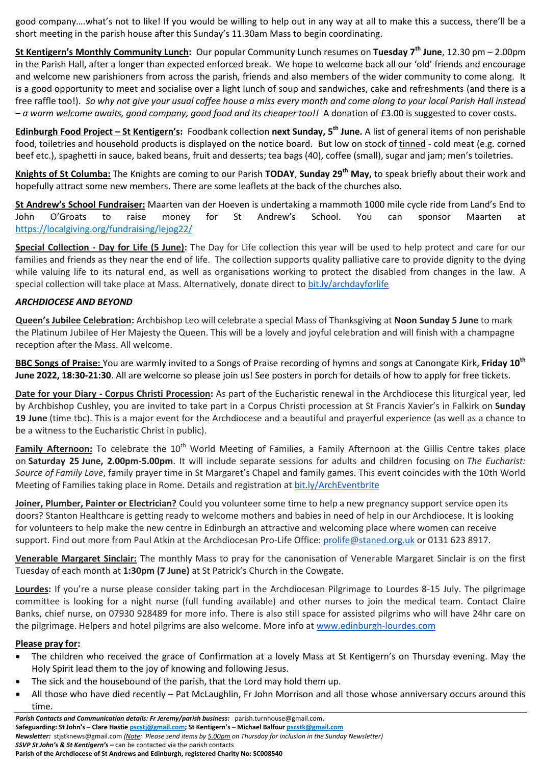good company….what's not to like! If you would be willing to help out in any way at all to make this a success, there'll be a short meeting in the parish house after this Sunday's 11.30am Mass to begin coordinating.

**St Kentigern's Monthly Community Lunch:** Our popular Community Lunch resumes on **Tuesday 7th June**, 12.30 pm – 2.00pm in the Parish Hall, after a longer than expected enforced break. We hope to welcome back all our 'old' friends and encourage and welcome new parishioners from across the parish, friends and also members of the wider community to come along. It is a good opportunity to meet and socialise over a light lunch of soup and sandwiches, cake and refreshments (and there is a free raffle too!). *So why not give your usual coffee house a miss every month and come along to your local Parish Hall instead – a warm welcome awaits, good company, good food and its cheaper too!!* A donation of £3.00 is suggested to cover costs.

**Edinburgh Food Project – St Kentigern's:** Foodbank collection **next Sunday, 5th June.** A list of general items of non perishable food, toiletries and household products is displayed on the notice board. But low on stock of tinned - cold meat (e.g. corned beef etc.), spaghetti in sauce, baked beans, fruit and desserts; tea bags (40), coffee (small), sugar and jam; men's toiletries.

**Knights of St Columba:** The Knights are coming to our Parish **TODAY**, **Sunday 29th May,** to speak briefly about their work and hopefully attract some new members. There are some leaflets at the back of the churches also.

**St Andrew's School Fundraiser:** Maarten van der Hoeven is undertaking a mammoth 1000 mile cycle ride from Land's End to John O'Groats to raise money for St Andrew's School. You can sponsor Maarten at https://localgiving.org/fundraising/lejog22/

**Special Collection - Day for Life (5 June):** The Day for Life collection this year will be used to help protect and care for our families and friends as they near the end of life. The collection supports quality palliative care to provide dignity to the dying while valuing life to its natural end, as well as organisations working to protect the disabled from changes in the law. A special collection will take place at Mass. Alternatively, donate direct to bit.ly/archdayforlife

### *ARCHDIOCESE AND BEYOND*

**Queen's Jubilee Celebration:** Archbishop Leo will celebrate a special Mass of Thanksgiving at **Noon Sunday 5 June** to mark the Platinum Jubilee of Her Majesty the Queen. This will be a lovely and joyful celebration and will finish with a champagne reception after the Mass. All welcome.

**BBC Songs of Praise:** You are warmly invited to a Songs of Praise recording of hymns and songs at Canongate Kirk, **Friday 10th June 2022, 18:30-21:30**. All are welcome so please join us! See posters in porch for details of how to apply for free tickets.

**Date for your Diary - Corpus Christi Procession:** As part of the Eucharistic renewal in the Archdiocese this liturgical year, led by Archbishop Cushley, you are invited to take part in a Corpus Christi procession at St Francis Xavier's in Falkirk on **Sunday 19 June** (time tbc). This is a major event for the Archdiocese and a beautiful and prayerful experience (as well as a chance to be a witness to the Eucharistic Christ in public).

**Family Afternoon:** To celebrate the 10th World Meeting of Families, a Family Afternoon at the Gillis Centre takes place on **Saturday 25 June, 2.00pm-5.00pm**. It will include separate sessions for adults and children focusing on *The Eucharist: Source of Family Love*, family prayer time in St Margaret's Chapel and family games. This event coincides with the 10th World Meeting of Families taking place in Rome. Details and registration at bit.ly/ArchEventbrite

**Joiner, Plumber, Painter or Electrician?** Could you volunteer some time to help a new pregnancy support service open its doors? Stanton Healthcare is getting ready to welcome mothers and babies in need of help in our Archdiocese. It is looking for volunteers to help make the new centre in Edinburgh an attractive and welcoming place where women can receive support. Find out more from Paul Atkin at the Archdiocesan Pro-Life Office: prolife@staned.org.uk or 0131 623 8917.

**Venerable Margaret Sinclair:** The monthly Mass to pray for the canonisation of Venerable Margaret Sinclair is on the first Tuesday of each month at **1:30pm (7 June)** at St Patrick's Church in the Cowgate.

**Lourdes:** If you're a nurse please consider taking part in the Archdiocesan Pilgrimage to Lourdes 8-15 July. The pilgrimage committee is looking for a night nurse (full funding available) and other nurses to join the medical team. Contact Claire Banks, chief nurse, on 07930 928489 for more info. There is also still space for assisted pilgrims who will have 24hr care on the pilgrimage. Helpers and hotel pilgrims are also welcome. More info at www.edinburgh-lourdes.com

**Please pray for:**

- The children who received the grace of Confirmation at a lovely Mass at St Kentigern's on Thursday evening. May the Holy Spirit lead them to the joy of knowing and following Jesus.
- The sick and the housebound of the parish, that the Lord may hold them up.
- All those who have died recently – Pat McLaughlin, Fr John Morrison and all those whose anniversary occurs around this time.

---

***Parish Contacts and Communication details: Fr Jeremy/parish business:*** parish.turnhouse@gmail.com.
**Safeguarding: St John's – Clare Hastie pscstj@gmail.com; St Kentigern's – Michael Balfour pscstk@gmail.com**
***Newsletter:*** stjstknews@gmail.com *(Note: Please send items by 5.00pm on Thursday for inclusion in the Sunday Newsletter)*
***SSVP St John's & St Kentigern's –*** can be contacted via the parish contacts
**Parish of the Archdiocese of St Andrews and Edinburgh, registered Charity No: SC008540**